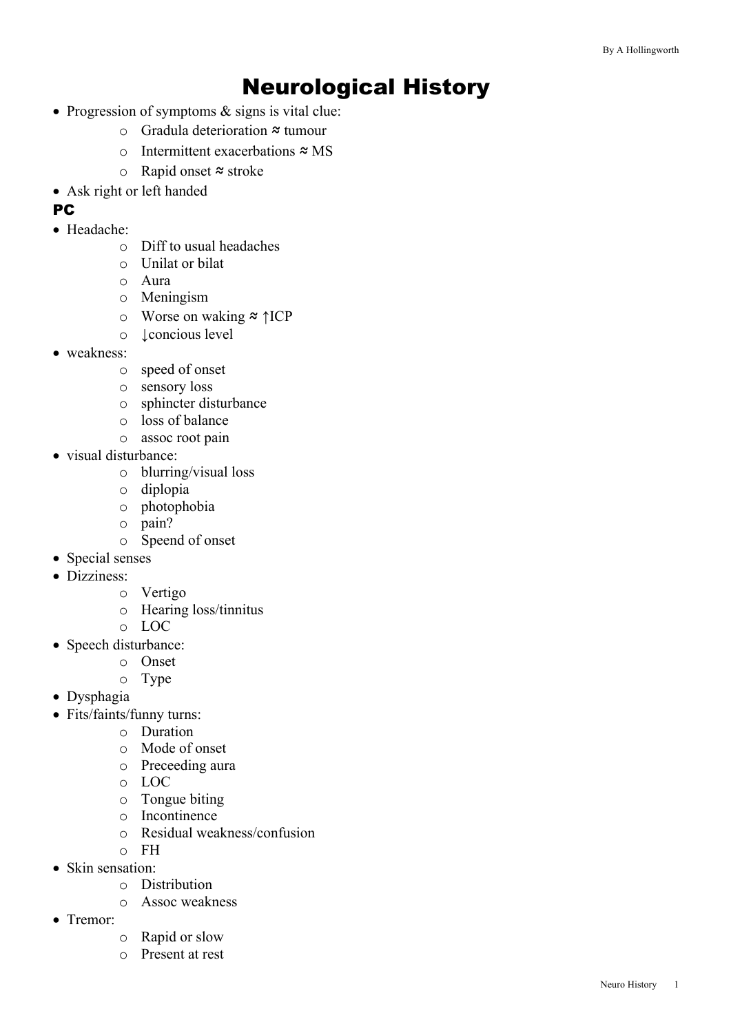# Neurological History

- Progression of symptoms & signs is vital clue:
  - Gradula deterioration ≈ tumour
  - Intermittent exacerbations ≈ MS
  - Rapid onset ≈ stroke
- Ask right or left handed

## PC

- Headache:
  - Diff to usual headaches
  - Unilat or bilat
  - Aura
  - Meningism
  - Worse on waking ≈ ↑ICP
  - ↓concious level
- weakness:
  - speed of onset
  - sensory loss
  - sphincter disturbance
  - loss of balance
  - assoc root pain
- visual disturbance:
  - blurring/visual loss
  - diplopia
  - photophobia
  - pain?
  - Speend of onset
- Special senses
- Dizziness:
  - Vertigo
  - Hearing loss/tinnitus
  - LOC
- Speech disturbance:
  - Onset
  - Type
- Dysphagia
- Fits/faints/funny turns:
  - Duration
  - Mode of onset
  - Preceeding aura
  - LOC
  - Tongue biting
  - Incontinence
  - Residual weakness/confusion
  - FH
- Skin sensation:
  - Distribution
  - Assoc weakness
- Tremor:
  - Rapid or slow
  - Present at rest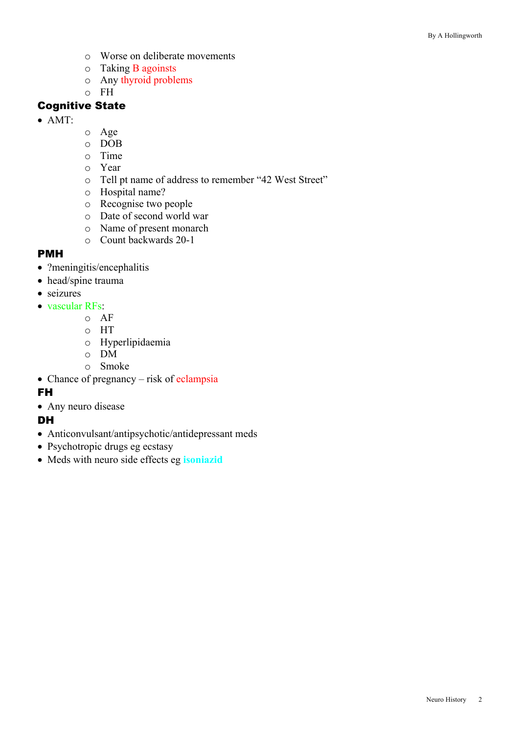- Worse on deliberate movements
- Taking B agoinsts
- Any thyroid problems
- FH

## Cognitive State

- AMT:
    - Age
    - DOB
    - Time
    - Year
    - Tell pt name of address to remember "42 West Street"
    - Hospital name?
    - Recognise two people
    - Date of second world war
    - Name of present monarch
    - Count backwards 20-1

## PMH

- ?meningitis/encephalitis
- head/spine trauma
- seizures
- vascular RFs:
    - AF
    - HT
    - Hyperlipidaemia
    - DM
    - Smoke
- Chance of pregnancy – risk of eclampsia

## FH

- Any neuro disease

## DH

- Anticonvulsant/antipsychotic/antidepressant meds
- Psychotropic drugs eg ecstasy
- Meds with neuro side effects eg **isoniazid**